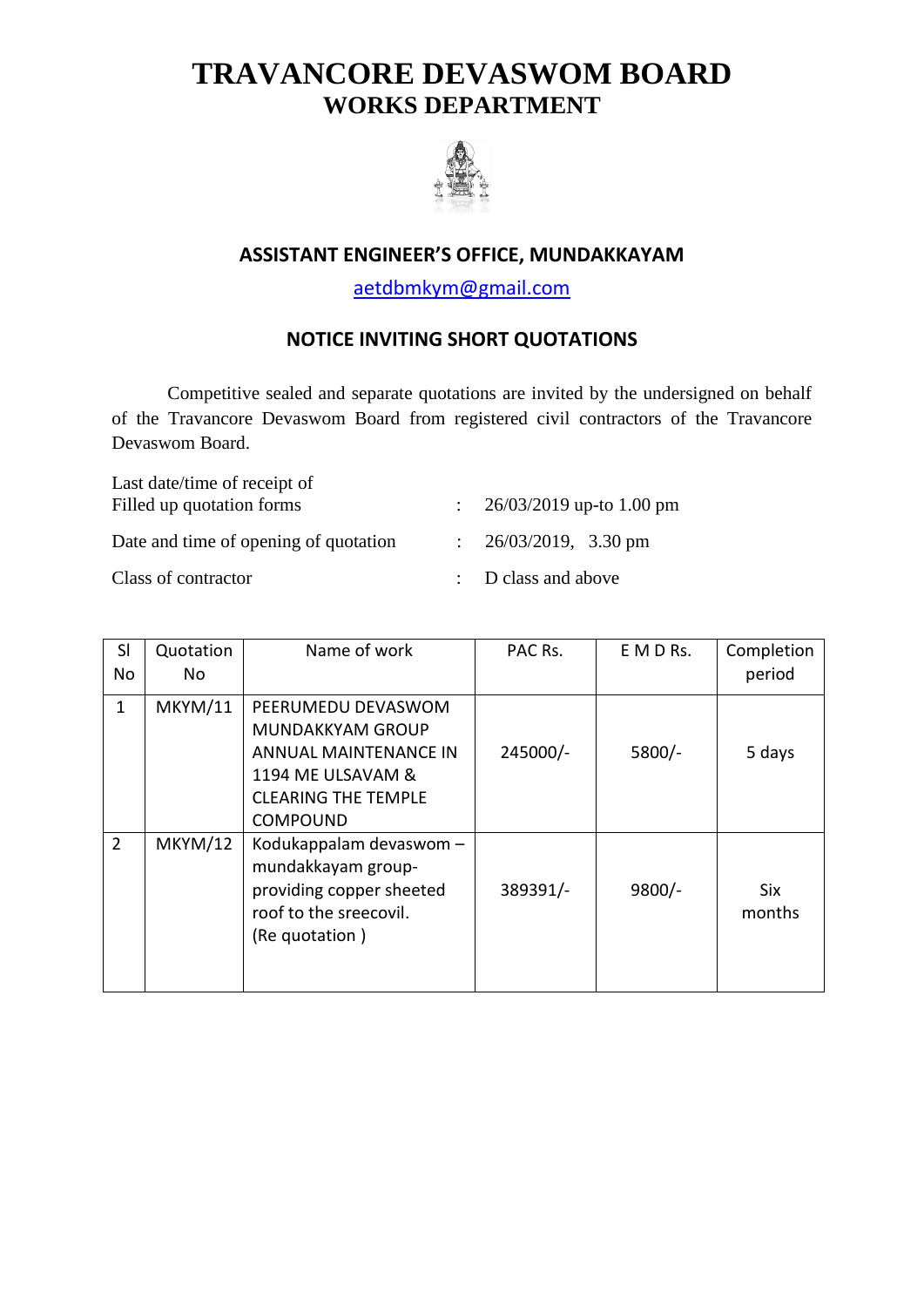# TRAVANCORE DEVASWOM BOARD
## WORKS DEPARTMENT

### ASSISTANT ENGINEER'S OFFICE, MUNDAKKAYAM

aetdbmkym@gmail.com

### NOTICE INVITING SHORT QUOTATIONS

Competitive sealed and separate quotations are invited by the undersigned on behalf of the Travancore Devaswom Board from registered civil contractors of the Travancore Devaswom Board.

| | | |
|---|---|---|
| Last date/time of receipt of Filled up quotation forms | : | 26/03/2019 up-to 1.00 pm |
| Date and time of opening of quotation | : | 26/03/2019, 3.30 pm |
| Class of contractor | : | D class and above |

| Sl No | Quotation No | Name of work | PAC Rs. | E M D Rs. | Completion period |
|---|---|---|---|---|---|
| 1 | MKYM/11 | PEERUMEDU DEVASWOM MUNDAKKYAM GROUP ANNUAL MAINTENANCE IN 1194 ME ULSAVAM & CLEARING THE TEMPLE COMPOUND | 245000/- | 5800/- | 5 days |
| 2 | MKYM/12 | Kodukappalam devaswom – mundakkayam group- providing copper sheeted roof to the sreecovil. (Re quotation ) | 389391/- | 9800/- | Six months |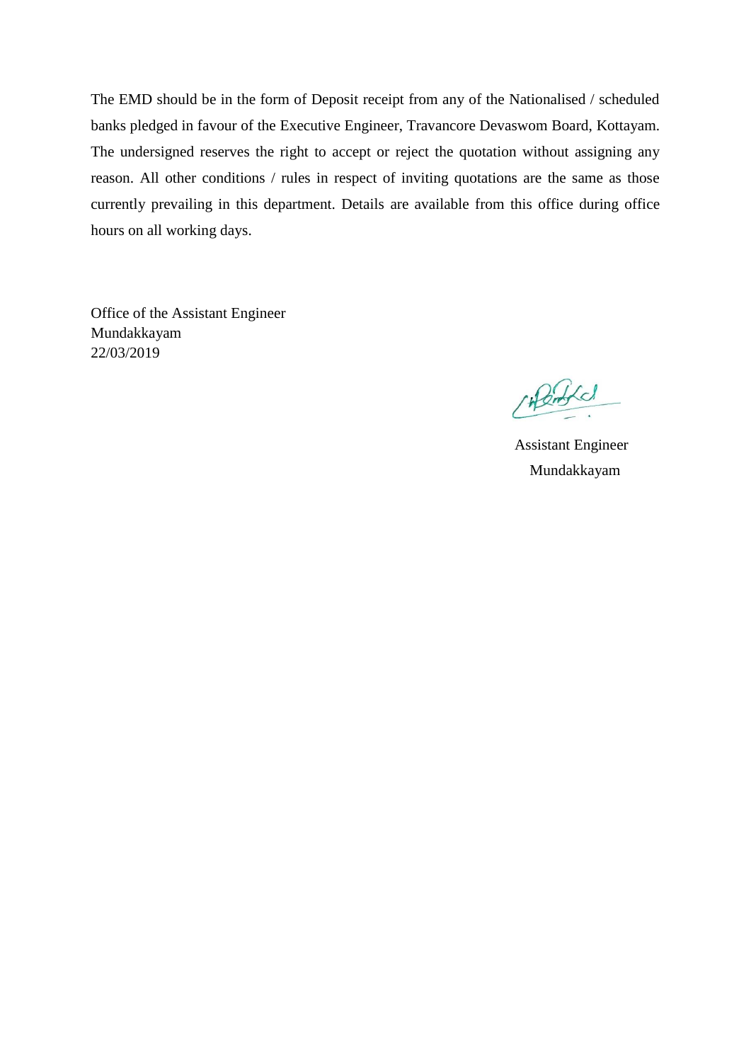The EMD should be in the form of Deposit receipt from any of the Nationalised / scheduled banks pledged in favour of the Executive Engineer, Travancore Devaswom Board, Kottayam. The undersigned reserves the right to accept or reject the quotation without assigning any reason. All other conditions / rules in respect of inviting quotations are the same as those currently prevailing in this department. Details are available from this office during office hours on all working days.

Office of the Assistant Engineer
Mundakkayam
22/03/2019

Assistant Engineer
Mundakkayam